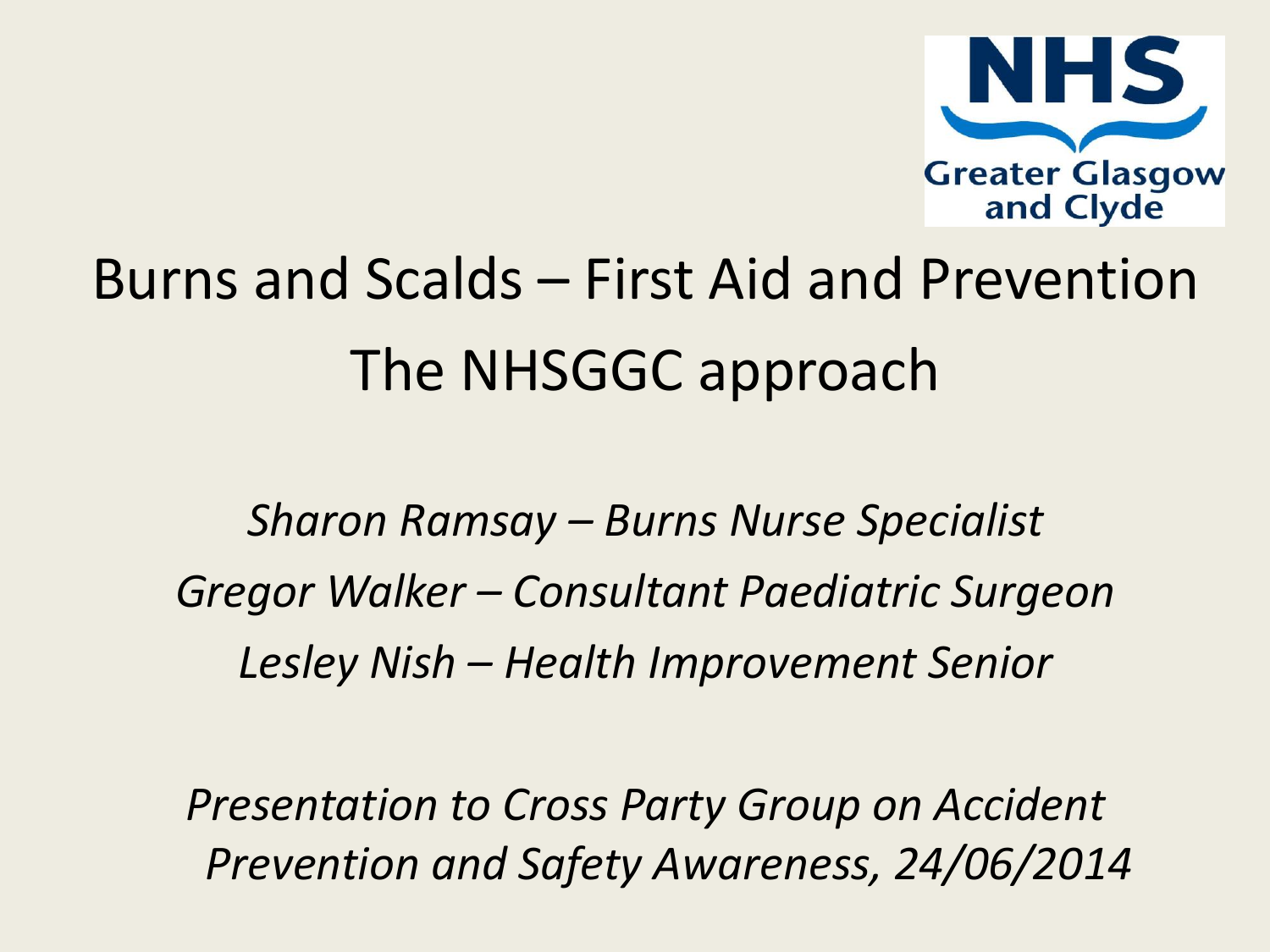NHS Greater Glasgow and Clyde

# Burns and Scalds – First Aid and Prevention
# The NHSGGC approach

*Sharon Ramsay – Burns Nurse Specialist*

*Gregor Walker – Consultant Paediatric Surgeon*

*Lesley Nish – Health Improvement Senior*

*Presentation to Cross Party Group on Accident Prevention and Safety Awareness, 24/06/2014*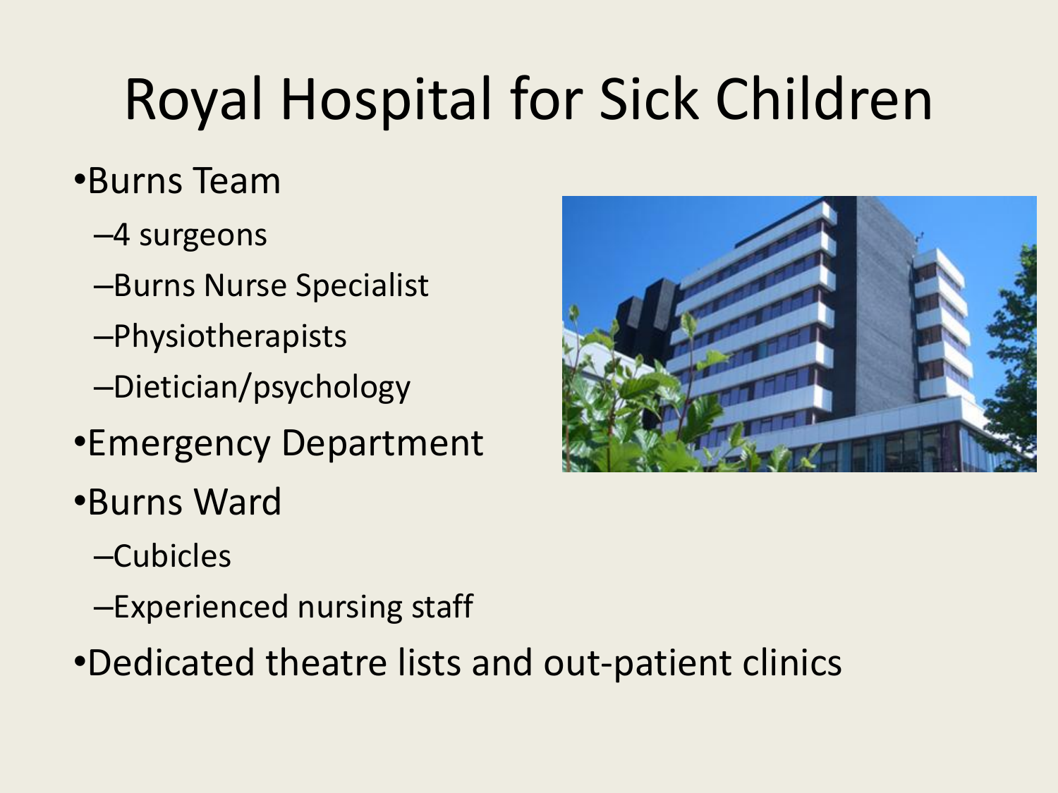# Royal Hospital for Sick Children

- Burns Team
  - 4 surgeons
  - Burns Nurse Specialist
  - Physiotherapists
  - Dietician/psychology
- Emergency Department
- Burns Ward
  - Cubicles
  - Experienced nursing staff
- Dedicated theatre lists and out-patient clinics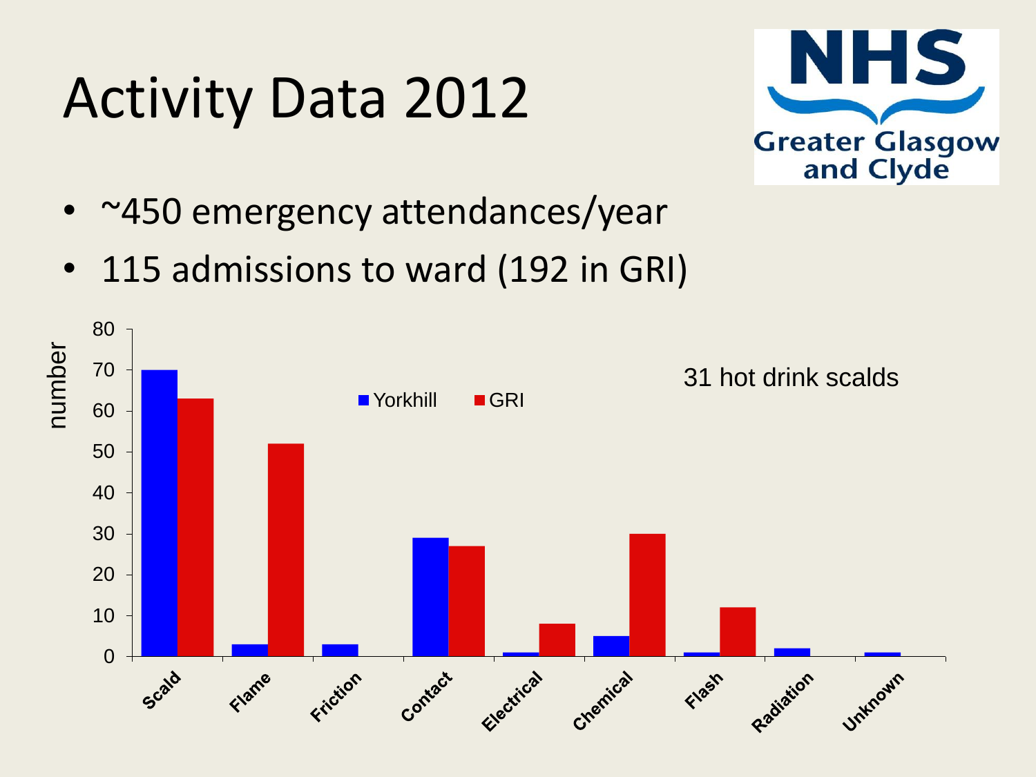# Activity Data 2012

NHS Greater Glasgow and Clyde

- ~450 emergency attendances/year
- 115 admissions to ward (192 in GRI)

number

80
70
60
50
40
30
20
10
0

Yorkhill GRI

31 hot drink scalds

Scald
Flame
Friction
Contact
Electrical
Chemical
Flash
Radiation
Unknown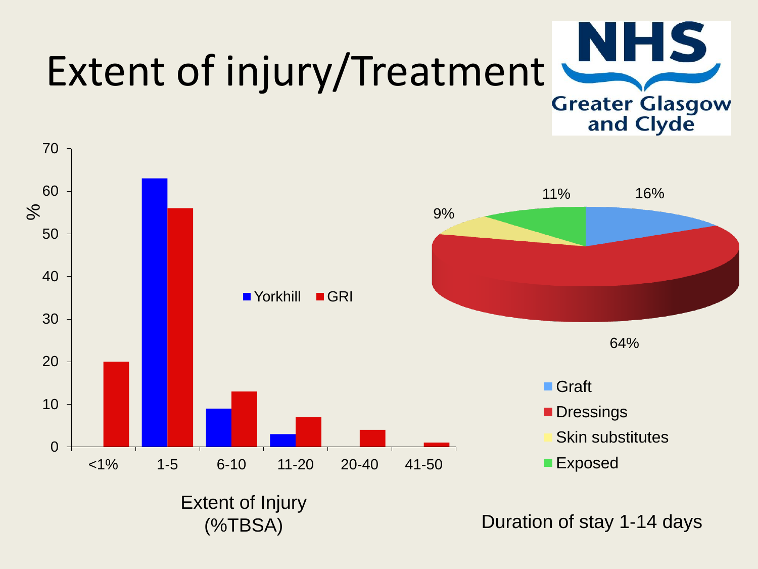# Extent of injury/Treatment

NHS Greater Glasgow and Clyde

70
60
50
40
30
20
10
0

%

Yorkhill
GRI

<1%
1-5
6-10
11-20
20-40
41-50

Extent of Injury (%TBSA)

16%
11%
9%
64%

Graft
Dressings
Skin substitutes
Exposed

Duration of stay 1-14 days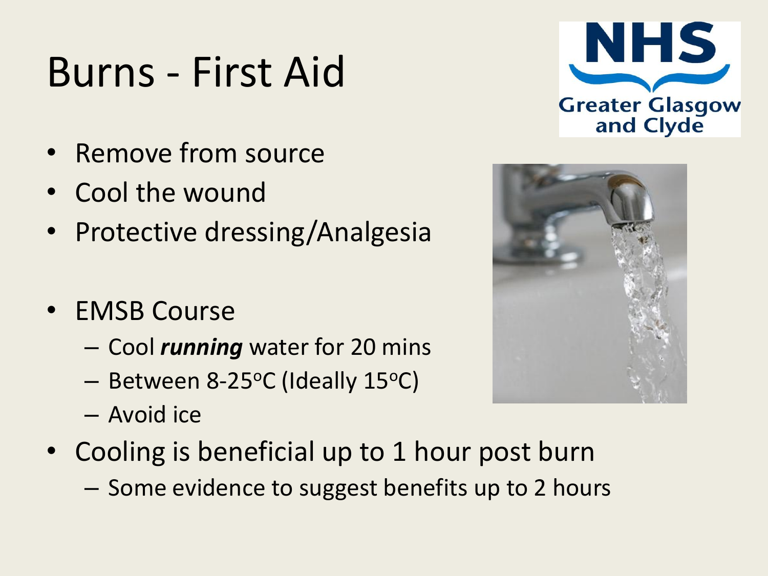# Burns - First Aid

- Remove from source
- Cool the wound
- Protective dressing/Analgesia

- EMSB Course
  - Cool ***running*** water for 20 mins
  - Between 8-25$^{o}$C (Ideally 15$^{o}$C)
  - Avoid ice
- Cooling is beneficial up to 1 hour post burn
  - Some evidence to suggest benefits up to 2 hours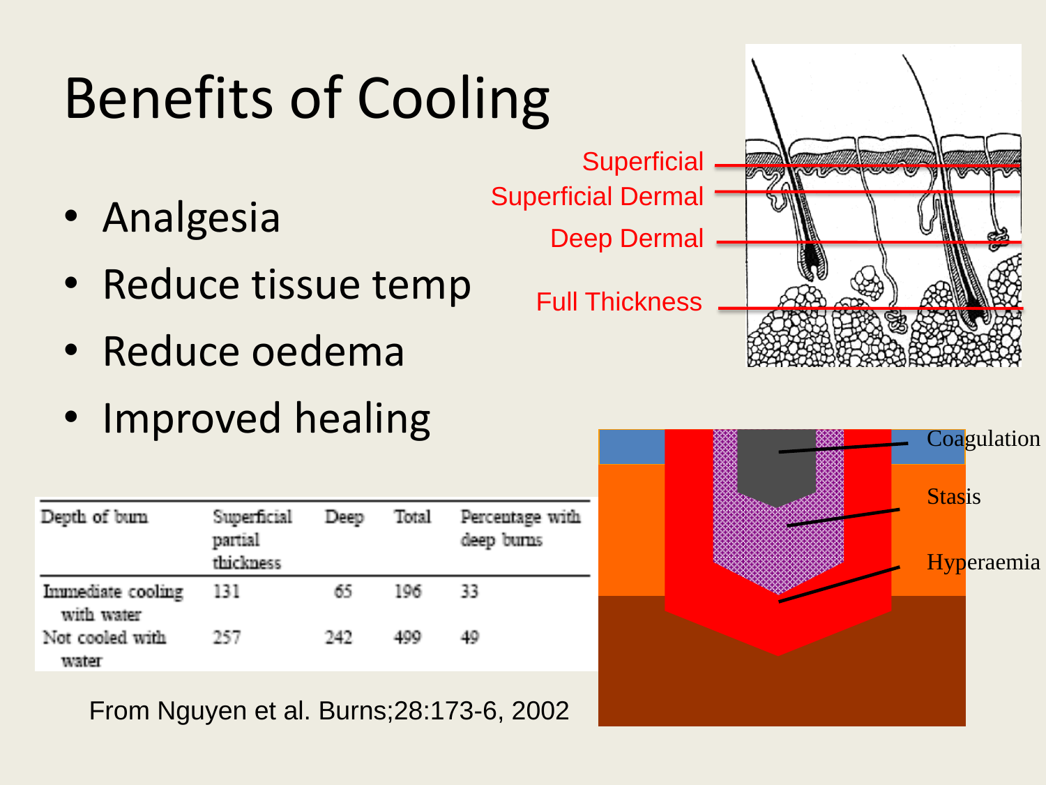# Benefits of Cooling

- Analgesia
- Reduce tissue temp
- Reduce oedema
- Improved healing

Superficial
Superficial Dermal
Deep Dermal
Full Thickness

| Depth of burn | Superficial partial thickness | Deep | Total | Percentage with deep burns |
|---|---|---|---|---|
| Immediate cooling with water | 131 | 65 | 196 | 33 |
| Not cooled with water | 257 | 242 | 499 | 49 |

From Nguyen et al. Burns;28:173-6, 2002

Coagulation
Stasis
Hyperaemia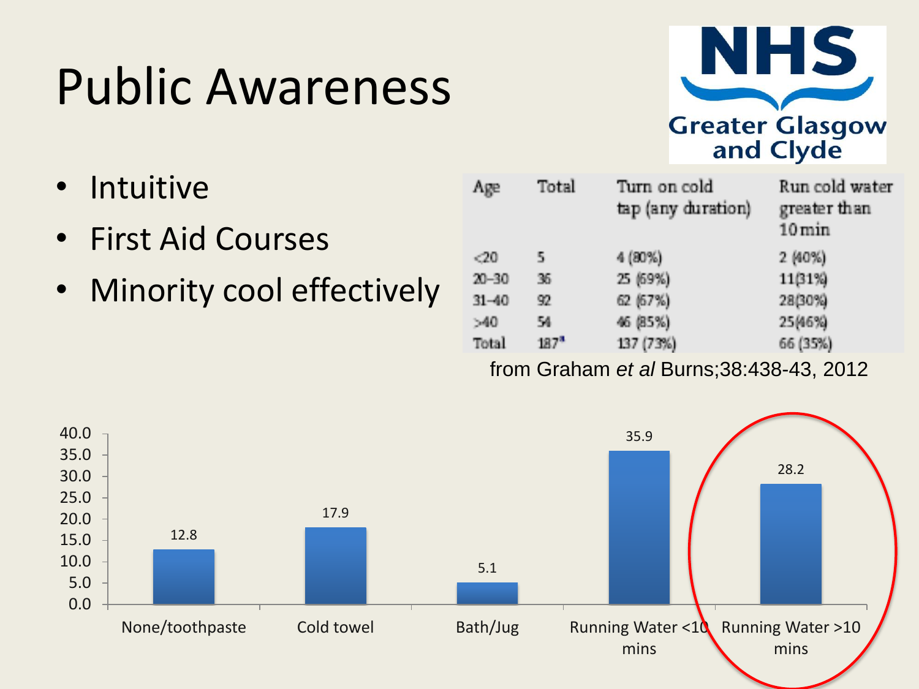# Public Awareness

- Intuitive
- First Aid Courses
- Minority cool effectively

| Age | Total | Turn on cold tap (any duration) | Run cold water greater than 10 min |
|---|---|---|---|
| <20 | 5 | 4 (80%) | 2 (40%) |
| 20–30 | 36 | 25 (69%) | 11(31%) |
| 31–40 | 92 | 62 (67%) | 28(30%) |
| >40 | 54 | 46 (85%) | 25(46%) |
| Total | 187[a] | 137 (73%) | 66 (35%) |

from Graham *et al* Burns;38:438-43, 2012

| Category | Value |
|---|---|
| None/toothpaste | 12.8 |
| Cold towel | 17.9 |
| Bath/Jug | 5.1 |
| Running Water <10 mins | 35.9 |
| Running Water >10 mins | 28.2 |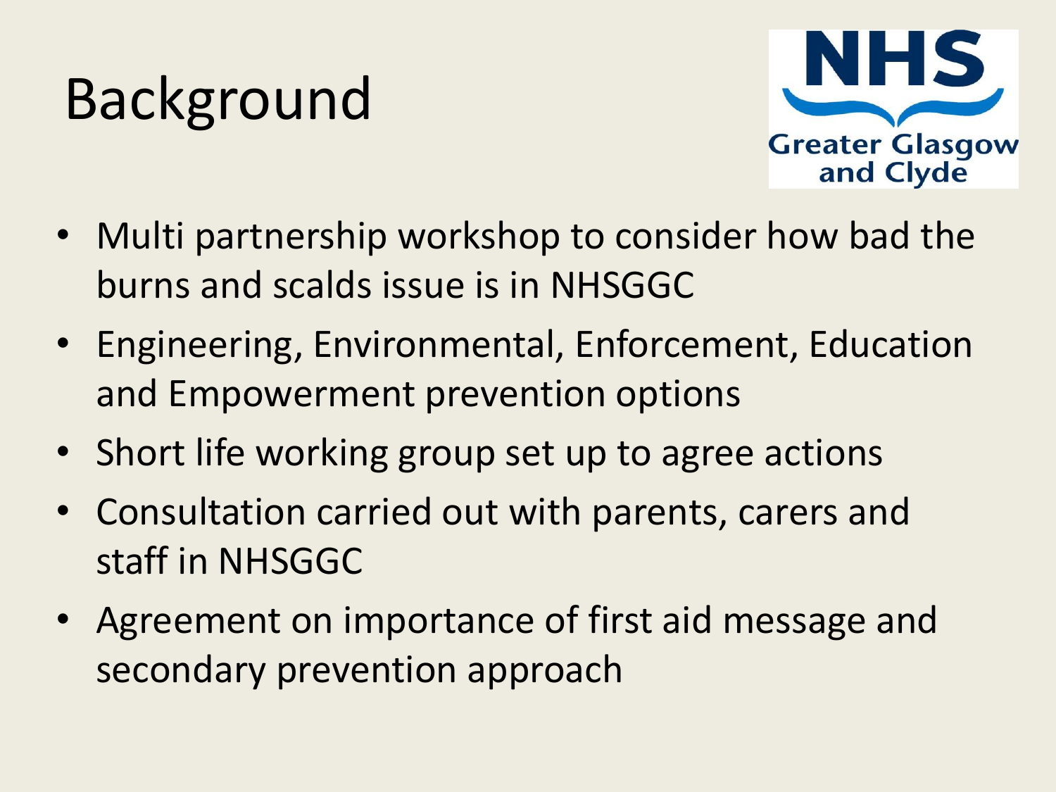# Background

NHS
Greater Glasgow and Clyde

- Multi partnership workshop to consider how bad the burns and scalds issue is in NHSGGC
- Engineering, Environmental, Enforcement, Education and Empowerment prevention options
- Short life working group set up to agree actions
- Consultation carried out with parents, carers and staff in NHSGGC
- Agreement on importance of first aid message and secondary prevention approach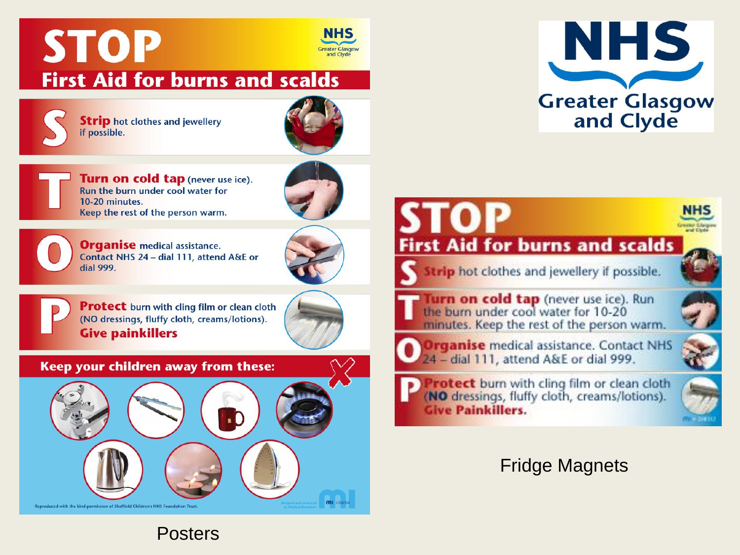# STOP

NHS Greater Glasgow and Clyde

## First Aid for burns and scalds

**S** — **Strip** hot clothes and jewellery if possible.

**T** — **Turn on cold tap** (never use ice). Run the burn under cool water for 10-20 minutes. Keep the rest of the person warm.

**O** — **Organise** medical assistance. Contact NHS 24 – dial 111, attend A&E or dial 999.

**P** — **Protect** burn with cling film or clean cloth (NO dressings, fluffy cloth, creams/lotions). **Give painkillers**

**Keep your children away from these:**

Reproduced with the kind permission of Sheffield Children's NHS Foundation Trust.

Designed and produced by Medical Illustration

mi ©268334

Posters

NHS Greater Glasgow and Clyde

# STOP

NHS Greater Glasgow and Clyde

## First Aid for burns and scalds

**S** — **Strip** hot clothes and jewellery if possible.

**T** — **Turn on cold tap** (never use ice). Run the burn under cool water for 10-20 minutes. Keep the rest of the person warm.

**O** — **Organise** medical assistance. Contact NHS 24 – dial 111, attend A&E or dial 999.

**P** — **Protect** burn with cling film or clean cloth (**NO** dressings, fluffy cloth, creams/lotions). **Give Painkillers.**

mi ©268512

Fridge Magnets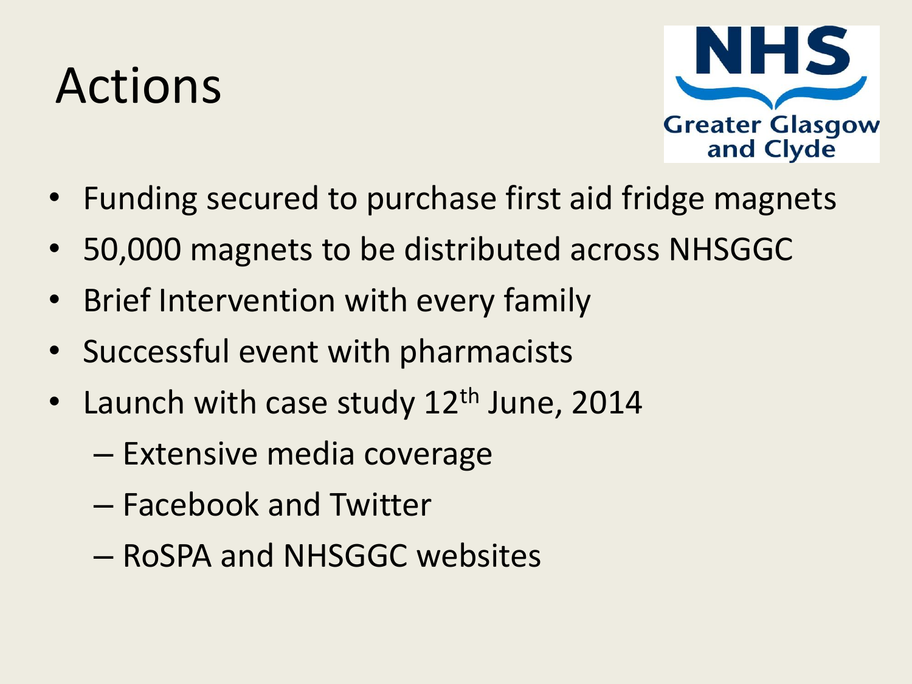# Actions

NHS
Greater Glasgow and Clyde

- Funding secured to purchase first aid fridge magnets
- 50,000 magnets to be distributed across NHSGGC
- Brief Intervention with every family
- Successful event with pharmacists
- Launch with case study 12th June, 2014
  - Extensive media coverage
  - Facebook and Twitter
  - RoSPA and NHSGGC websites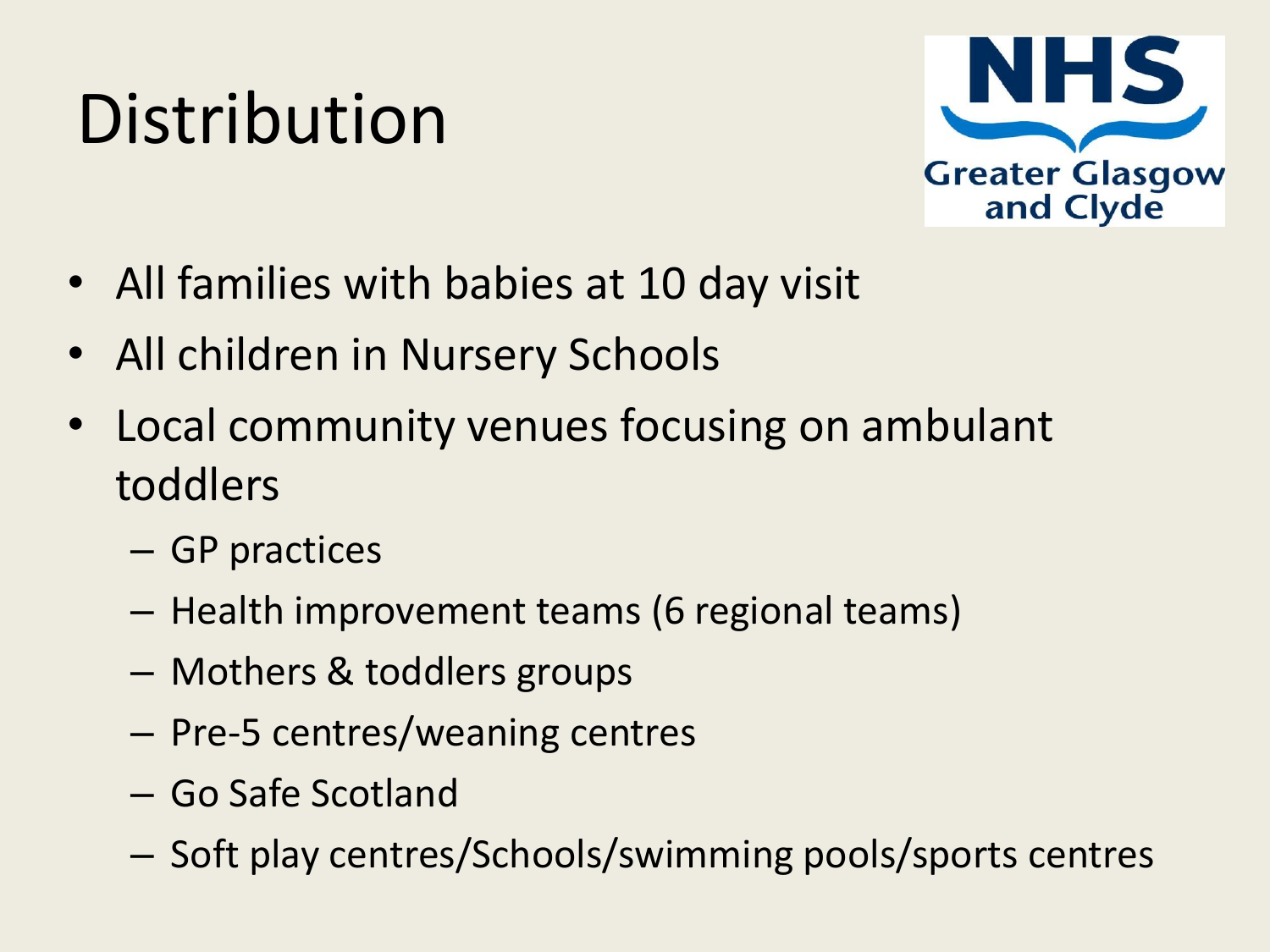# Distribution

NHS Greater Glasgow and Clyde

- All families with babies at 10 day visit
- All children in Nursery Schools
- Local community venues focusing on ambulant toddlers
  - GP practices
  - Health improvement teams (6 regional teams)
  - Mothers & toddlers groups
  - Pre-5 centres/weaning centres
  - Go Safe Scotland
  - Soft play centres/Schools/swimming pools/sports centres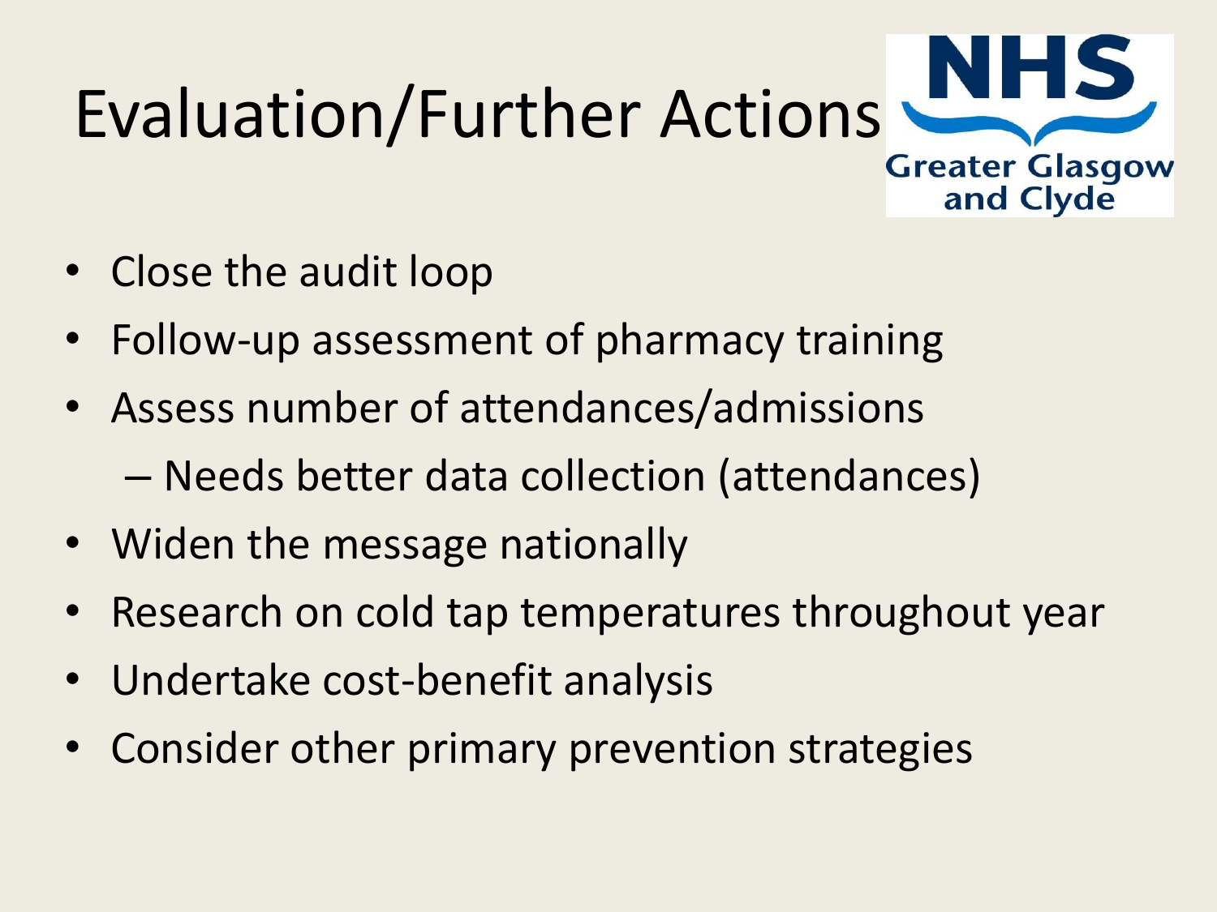# Evaluation/Further Actions

NHS
Greater Glasgow and Clyde

- Close the audit loop
- Follow-up assessment of pharmacy training
- Assess number of attendances/admissions
  - Needs better data collection (attendances)
- Widen the message nationally
- Research on cold tap temperatures throughout year
- Undertake cost-benefit analysis
- Consider other primary prevention strategies